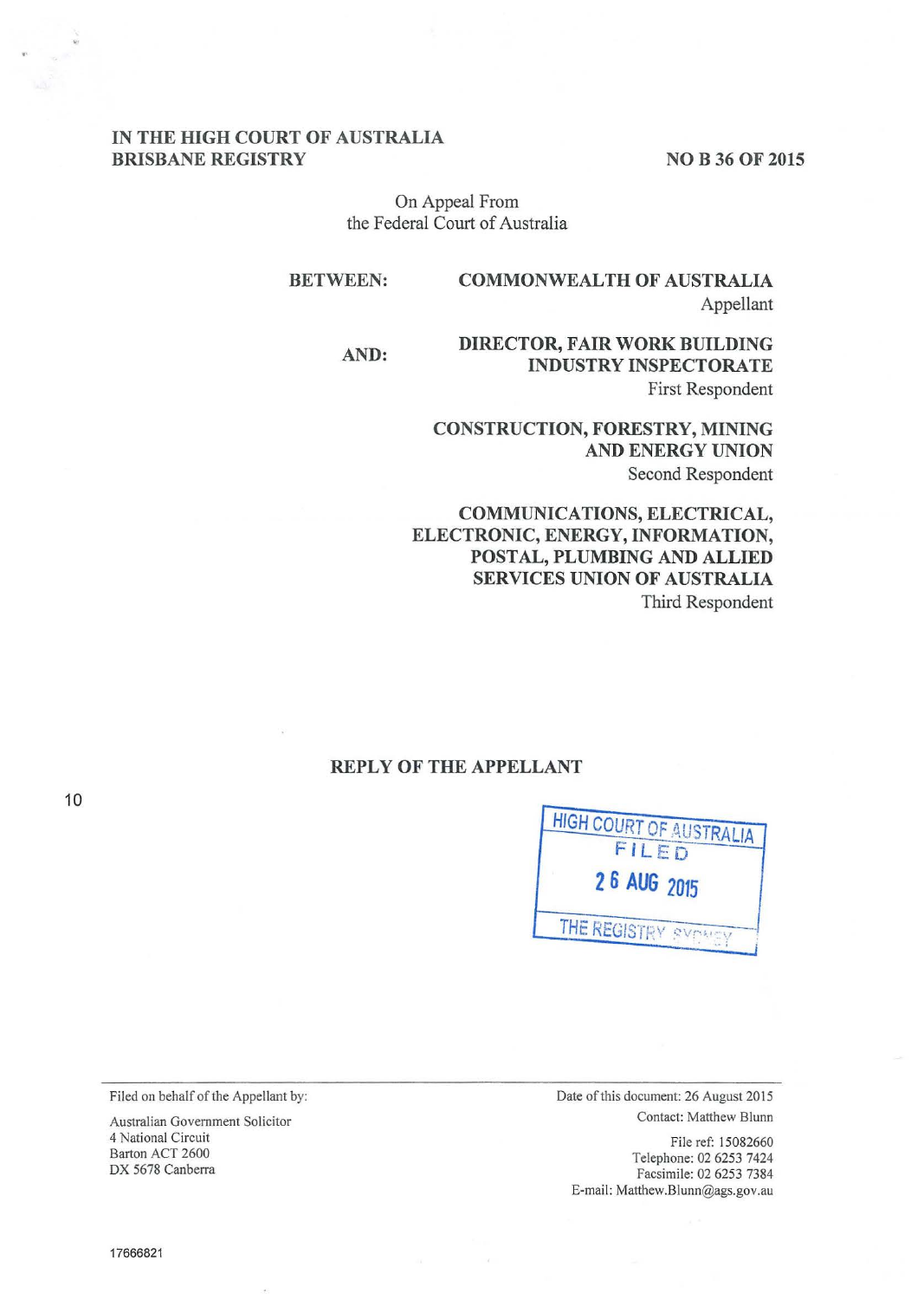IN THE HIGH COURT OF AUSTRALIA
BRISBANE REGISTRY

NO B 36 OF 2015

On Appeal From
the Federal Court of Australia

BETWEEN:

**COMMONWEALTH OF AUSTRALIA**
Appellant

AND:

**DIRECTOR, FAIR WORK BUILDING INDUSTRY INSPECTORATE**
First Respondent

**CONSTRUCTION, FORESTRY, MINING AND ENERGY UNION**
Second Respondent

**COMMUNICATIONS, ELECTRICAL, ELECTRONIC, ENERGY, INFORMATION, POSTAL, PLUMBING AND ALLIED SERVICES UNION OF AUSTRALIA**
Third Respondent

# REPLY OF THE APPELLANT

HIGH COURT OF AUSTRALIA
FILED
26 AUG 2015
THE REGISTRY SYDNEY

---

Filed on behalf of the Appellant by:

Australian Government Solicitor
4 National Circuit
Barton ACT 2600
DX 5678 Canberra

Date of this document: 26 August 2015
Contact: Matthew Blunn

File ref: 15082660
Telephone: 02 6253 7424
Facsimile: 02 6253 7384
E-mail: Matthew.Blunn@ags.gov.au

17666821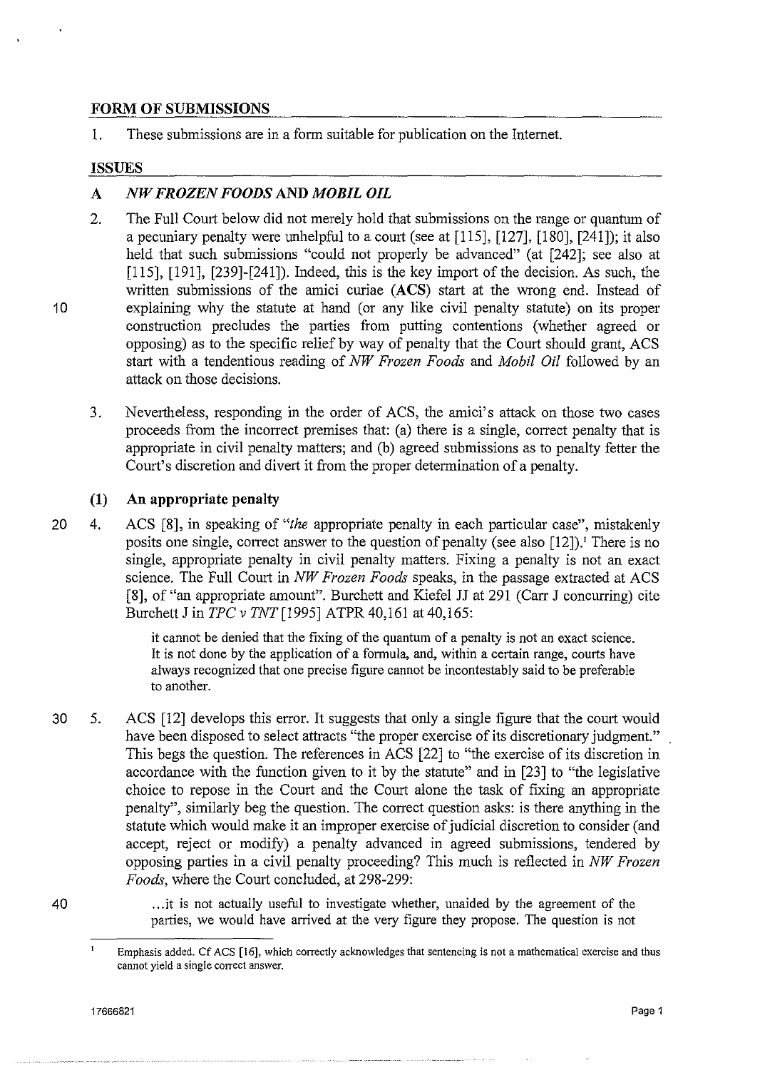## FORM OF SUBMISSIONS

1. These submissions are in a form suitable for publication on the Internet.

## ISSUES

### A *NW FROZEN FOODS* AND *MOBIL OIL*

2. The Full Court below did not merely hold that submissions on the range or quantum of a pecuniary penalty were unhelpful to a court (see at [115], [127], [180], [241]); it also held that such submissions "could not properly be advanced" (at [242]; see also at [115], [191], [239]-[241]). Indeed, this is the key import of the decision. As such, the written submissions of the amici curiae (**ACS**) start at the wrong end. Instead of explaining why the statute at hand (or any like civil penalty statute) on its proper construction precludes the parties from putting contentions (whether agreed or opposing) as to the specific relief by way of penalty that the Court should grant, ACS start with a tendentious reading of *NW Frozen Foods* and *Mobil Oil* followed by an attack on those decisions.

3. Nevertheless, responding in the order of ACS, the amici's attack on those two cases proceeds from the incorrect premises that: (a) there is a single, correct penalty that is appropriate in civil penalty matters; and (b) agreed submissions as to penalty fetter the Court's discretion and divert it from the proper determination of a penalty.

#### (1) An appropriate penalty

4. ACS [8], in speaking of "*the* appropriate penalty in each particular case", mistakenly posits one single, correct answer to the question of penalty (see also [12]).[1] There is no single, appropriate penalty in civil penalty matters. Fixing a penalty is not an exact science. The Full Court in *NW Frozen Foods* speaks, in the passage extracted at ACS [8], of "an appropriate amount". Burchett and Kiefel JJ at 291 (Carr J concurring) cite Burchett J in *TPC v TNT* [1995] ATPR 40,161 at 40,165:

> it cannot be denied that the fixing of the quantum of a penalty is not an exact science. It is not done by the application of a formula, and, within a certain range, courts have always recognized that one precise figure cannot be incontestably said to be preferable to another.

5. ACS [12] develops this error. It suggests that only a single figure that the court would have been disposed to select attracts "the proper exercise of its discretionary judgment." This begs the question. The references in ACS [22] to "the exercise of its discretion in accordance with the function given to it by the statute" and in [23] to "the legislative choice to repose in the Court and the Court alone the task of fixing an appropriate penalty", similarly beg the question. The correct question asks: is there anything in the statute which would make it an improper exercise of judicial discretion to consider (and accept, reject or modify) a penalty advanced in agreed submissions, tendered by opposing parties in a civil penalty proceeding? This much is reflected in *NW Frozen Foods*, where the Court concluded, at 298-299:

> ...it is not actually useful to investigate whether, unaided by the agreement of the parties, we would have arrived at the very figure they propose. The question is not

[1] Emphasis added. Cf ACS [16], which correctly acknowledges that sentencing is not a mathematical exercise and thus cannot yield a single correct answer.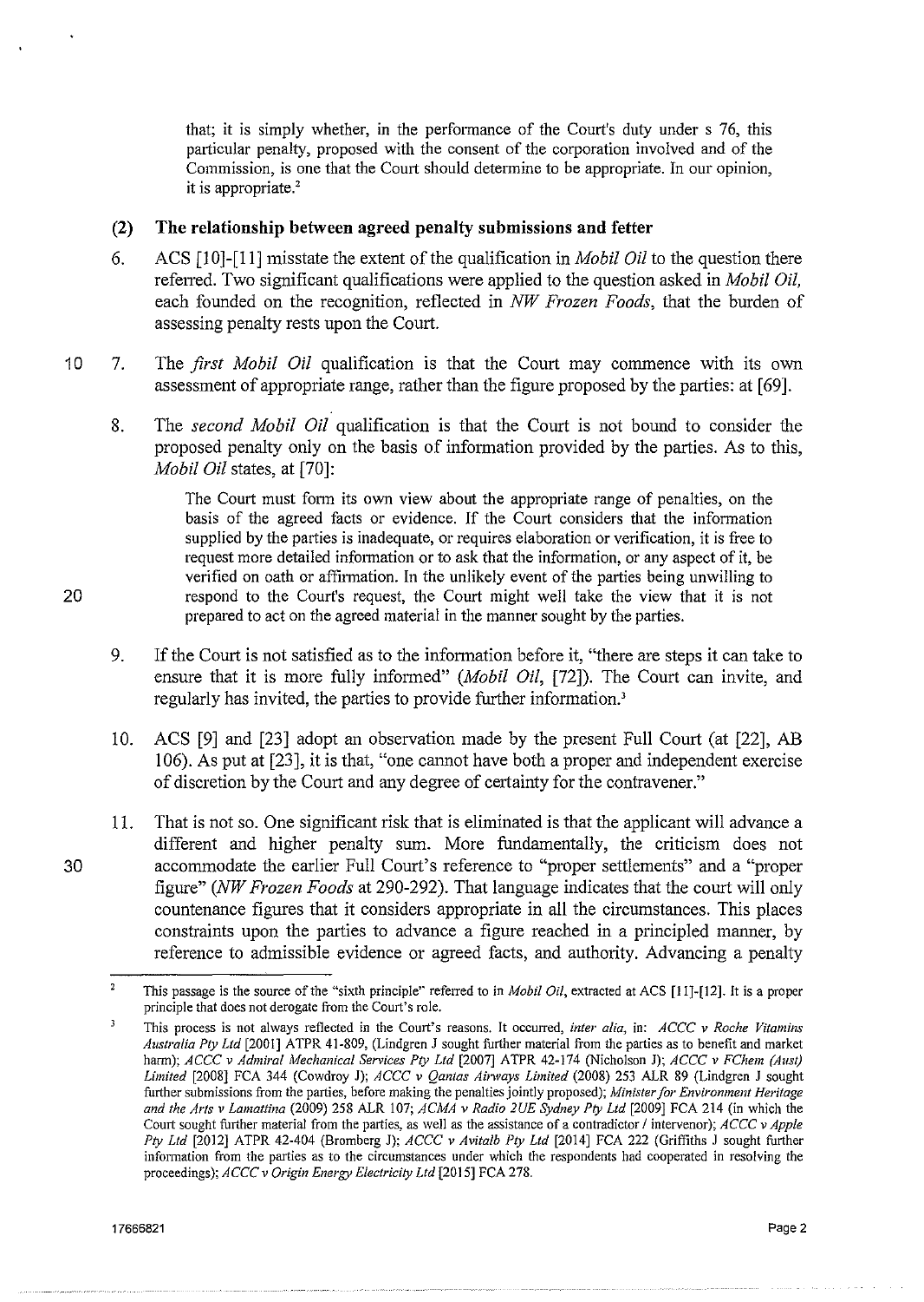that; it is simply whether, in the performance of the Court's duty under s 76, this particular penalty, proposed with the consent of the corporation involved and of the Commission, is one that the Court should determine to be appropriate. In our opinion, it is appropriate.[2]

### (2) The relationship between agreed penalty submissions and fetter

6. ACS [10]-[11] misstate the extent of the qualification in *Mobil Oil* to the question there referred. Two significant qualifications were applied to the question asked in *Mobil Oil*, each founded on the recognition, reflected in *NW Frozen Foods*, that the burden of assessing penalty rests upon the Court.

7. The *first Mobil Oil* qualification is that the Court may commence with its own assessment of appropriate range, rather than the figure proposed by the parties: at [69].

8. The *second Mobil Oil* qualification is that the Court is not bound to consider the proposed penalty only on the basis of information provided by the parties. As to this, *Mobil Oil* states, at [70]:

> The Court must form its own view about the appropriate range of penalties, on the basis of the agreed facts or evidence. If the Court considers that the information supplied by the parties is inadequate, or requires elaboration or verification, it is free to request more detailed information or to ask that the information, or any aspect of it, be verified on oath or affirmation. In the unlikely event of the parties being unwilling to respond to the Court's request, the Court might well take the view that it is not prepared to act on the agreed material in the manner sought by the parties.

9. If the Court is not satisfied as to the information before it, "there are steps it can take to ensure that it is more fully informed" (*Mobil Oil*, [72]). The Court can invite, and regularly has invited, the parties to provide further information.[3]

10. ACS [9] and [23] adopt an observation made by the present Full Court (at [22], AB 106). As put at [23], it is that, "one cannot have both a proper and independent exercise of discretion by the Court and any degree of certainty for the contravener."

11. That is not so. One significant risk that is eliminated is that the applicant will advance a different and higher penalty sum. More fundamentally, the criticism does not accommodate the earlier Full Court's reference to "proper settlements" and a "proper figure" (*NW Frozen Foods* at 290-292). That language indicates that the court will only countenance figures that it considers appropriate in all the circumstances. This places constraints upon the parties to advance a figure reached in a principled manner, by reference to admissible evidence or agreed facts, and authority. Advancing a penalty

---

[2] This passage is the source of the "sixth principle" referred to in *Mobil Oil*, extracted at ACS [11]-[12]. It is a proper principle that does not derogate from the Court's role.

[3] This process is not always reflected in the Court's reasons. It occurred, *inter alia*, in: *ACCC v Roche Vitamins Australia Pty Ltd* [2001] ATPR 41-809, (Lindgren J sought further material from the parties as to benefit and market harm); *ACCC v Admiral Mechanical Services Pty Ltd* [2007] ATPR 42-174 (Nicholson J); *ACCC v FChem (Aust) Limited* [2008] FCA 344 (Cowdroy J); *ACCC v Qantas Airways Limited* (2008) 253 ALR 89 (Lindgren J sought further submissions from the parties, before making the penalties jointly proposed); *Minister for Environment Heritage and the Arts v Lamattina* (2009) 258 ALR 107; *ACMA v Radio 2UE Sydney Pty Ltd* [2009] FCA 214 (in which the Court sought further material from the parties, as well as the assistance of a contradictor / intervenor); *ACCC v Apple Pty Ltd* [2012] ATPR 42-404 (Bromberg J); *ACCC v Avitalb Pty Ltd* [2014] FCA 222 (Griffiths J sought further information from the parties as to the circumstances under which the respondents had cooperated in resolving the proceedings); *ACCC v Origin Energy Electricity Ltd* [2015] FCA 278.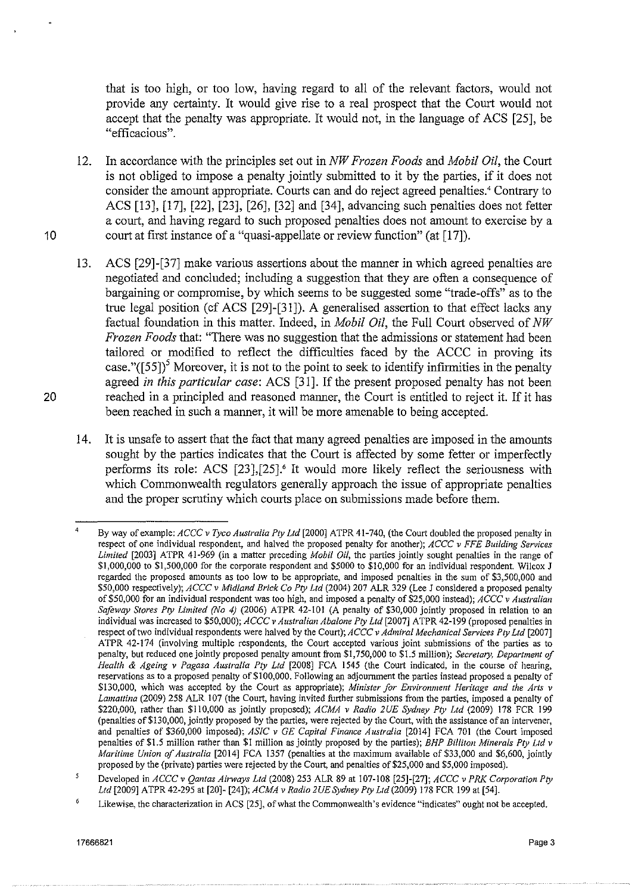that is too high, or too low, having regard to all of the relevant factors, would not provide any certainty. It would give rise to a real prospect that the Court would not accept that the penalty was appropriate. It would not, in the language of ACS [25], be "efficacious".

12. In accordance with the principles set out in *NW Frozen Foods* and *Mobil Oil*, the Court is not obliged to impose a penalty jointly submitted to it by the parties, if it does not consider the amount appropriate. Courts can and do reject agreed penalties.[4] Contrary to ACS [13], [17], [22], [23], [26], [32] and [34], advancing such penalties does not fetter a court, and having regard to such proposed penalties does not amount to exercise by a court at first instance of a "quasi-appellate or review function" (at [17]).

13. ACS [29]-[37] make various assertions about the manner in which agreed penalties are negotiated and concluded; including a suggestion that they are often a consequence of bargaining or compromise, by which seems to be suggested some "trade-offs" as to the true legal position (cf ACS [29]-[31]). A generalised assertion to that effect lacks any factual foundation in this matter. Indeed, in *Mobil Oil*, the Full Court observed of *NW Frozen Foods* that: "There was no suggestion that the admissions or statement had been tailored or modified to reflect the difficulties faced by the ACCC in proving its case."([55])[5] Moreover, it is not to the point to seek to identify infirmities in the penalty agreed *in this particular case*: ACS [31]. If the present proposed penalty has not been reached in a principled and reasoned manner, the Court is entitled to reject it. If it has been reached in such a manner, it will be more amenable to being accepted.

14. It is unsafe to assert that the fact that many agreed penalties are imposed in the amounts sought by the parties indicates that the Court is affected by some fetter or imperfectly performs its role: ACS [23],[25].[6] It would more likely reflect the seriousness with which Commonwealth regulators generally approach the issue of appropriate penalties and the proper scrutiny which courts place on submissions made before them.

---

[4] By way of example: *ACCC v Tyco Australia Pty Ltd* [2000] ATPR 41-740, (the Court doubled the proposed penalty in respect of one individual respondent, and halved the proposed penalty for another); *ACCC v FFE Building Services Limited* [2003] ATPR 41-969 (in a matter preceding *Mobil Oil*, the parties jointly sought penalties in the range of \$1,000,000 to \$1,500,000 for the corporate respondent and \$5000 to \$10,000 for an individual respondent. Wilcox J regarded the proposed amounts as too low to be appropriate, and imposed penalties in the sum of \$3,500,000 and \$50,000 respectively); *ACCC v Midland Brick Co Pty Ltd* (2004) 207 ALR 329 (Lee J considered a proposed penalty of \$50,000 for an individual respondent was too high, and imposed a penalty of \$25,000 instead); *ACCC v Australian Safeway Stores Pty Limited (No 4)* (2006) ATPR 42-101 (A penalty of \$30,000 jointly proposed in relation to an individual was increased to \$50,000); *ACCC v Australian Abalone Pty Ltd* [2007] ATPR 42-199 (proposed penalties in respect of two individual respondents were halved by the Court); *ACCC v Admiral Mechanical Services Pty Ltd* [2007] ATPR 42-174 (involving multiple respondents, the Court accepted various joint submissions of the parties as to penalty, but reduced one jointly proposed penalty amount from \$1,750,000 to \$1.5 million); *Secretary, Department of Health & Ageing v Pagasa Australia Pty Ltd* [2008] FCA 1545 (the Court indicated, in the course of hearing, reservations as to a proposed penalty of \$100,000. Following an adjournment the parties instead proposed a penalty of \$130,000, which was accepted by the Court as appropriate); *Minister for Environment Heritage and the Arts v Lamattina* (2009) 258 ALR 107 (the Court, having invited further submissions from the parties, imposed a penalty of \$220,000, rather than \$110,000 as jointly proposed); *ACMA v Radio 2UE Sydney Pty Ltd* (2009) 178 FCR 199 (penalties of \$130,000, jointly proposed by the parties, were rejected by the Court, with the assistance of an intervener, and penalties of \$360,000 imposed); *ASIC v GE Capital Finance Australia* [2014] FCA 701 (the Court imposed penalties of \$1.5 million rather than \$1 million as jointly proposed by the parties); *BHP Billiton Minerals Pty Ltd v Maritime Union of Australia* [2014] FCA 1357 (penalties at the maximum available of \$33,000 and \$6,600, jointly proposed by the (private) parties were rejected by the Court, and penalties of \$25,000 and \$5,000 imposed).

[5] Developed in *ACCC v Qantas Airways Ltd* (2008) 253 ALR 89 at 107-108 [25]-[27]; *ACCC v PRK Corporation Pty Ltd* [2009] ATPR 42-295 at [20]- [24]); *ACMA v Radio 2UE Sydney Pty Ltd* (2009) 178 FCR 199 at [54].

[6] Likewise, the characterization in ACS [25], of what the Commonwealth's evidence "indicates" ought not be accepted.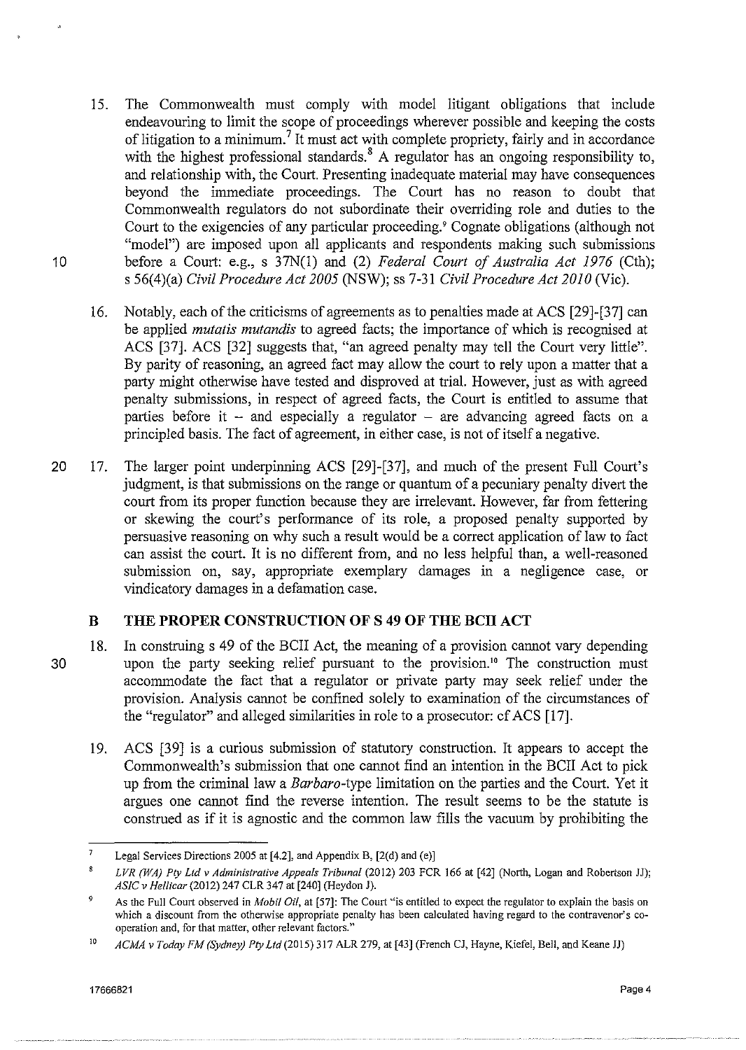15. The Commonwealth must comply with model litigant obligations that include endeavouring to limit the scope of proceedings wherever possible and keeping the costs of litigation to a minimum.[7] It must act with complete propriety, fairly and in accordance with the highest professional standards.[8] A regulator has an ongoing responsibility to, and relationship with, the Court. Presenting inadequate material may have consequences beyond the immediate proceedings. The Court has no reason to doubt that Commonwealth regulators do not subordinate their overriding role and duties to the Court to the exigencies of any particular proceeding.[9] Cognate obligations (although not "model") are imposed upon all applicants and respondents making such submissions before a Court: e.g., s 37N(1) and (2) *Federal Court of Australia Act 1976* (Cth); s 56(4)(a) *Civil Procedure Act 2005* (NSW); ss 7-31 *Civil Procedure Act 2010* (Vic).

16. Notably, each of the criticisms of agreements as to penalties made at ACS [29]-[37] can be applied *mutatis mutandis* to agreed facts; the importance of which is recognised at ACS [37]. ACS [32] suggests that, "an agreed penalty may tell the Court very little". By parity of reasoning, an agreed fact may allow the court to rely upon a matter that a party might otherwise have tested and disproved at trial. However, just as with agreed penalty submissions, in respect of agreed facts, the Court is entitled to assume that parties before it – and especially a regulator – are advancing agreed facts on a principled basis. The fact of agreement, in either case, is not of itself a negative.

17. The larger point underpinning ACS [29]-[37], and much of the present Full Court's judgment, is that submissions on the range or quantum of a pecuniary penalty divert the court from its proper function because they are irrelevant. However, far from fettering or skewing the court's performance of its role, a proposed penalty supported by persuasive reasoning on why such a result would be a correct application of law to fact can assist the court. It is no different from, and no less helpful than, a well-reasoned submission on, say, appropriate exemplary damages in a negligence case, or vindicatory damages in a defamation case.

## B THE PROPER CONSTRUCTION OF S 49 OF THE BCII ACT

18. In construing s 49 of the BCII Act, the meaning of a provision cannot vary depending upon the party seeking relief pursuant to the provision.[10] The construction must accommodate the fact that a regulator or private party may seek relief under the provision. Analysis cannot be confined solely to examination of the circumstances of the "regulator" and alleged similarities in role to a prosecutor: cf ACS [17].

19. ACS [39] is a curious submission of statutory construction. It appears to accept the Commonwealth's submission that one cannot find an intention in the BCII Act to pick up from the criminal law a *Barbaro*-type limitation on the parties and the Court. Yet it argues one cannot find the reverse intention. The result seems to be the statute is construed as if it is agnostic and the common law fills the vacuum by prohibiting the

---

[7] Legal Services Directions 2005 at [4.2], and Appendix B, [2(d) and (e)]

[8] *LVR (WA) Pty Ltd v Administrative Appeals Tribunal* (2012) 203 FCR 166 at [42] (North, Logan and Robertson JJ); *ASIC v Hellicar* (2012) 247 CLR 347 at [240] (Heydon J).

[9] As the Full Court observed in *Mobil Oil*, at [57]: The Court "is entitled to expect the regulator to explain the basis on which a discount from the otherwise appropriate penalty has been calculated having regard to the contravenor's co-operation and, for that matter, other relevant factors."

[10] *ACMA v Today FM (Sydney) Pty Ltd* (2015) 317 ALR 279, at [43] (French CJ, Hayne, Kiefel, Bell, and Keane JJ)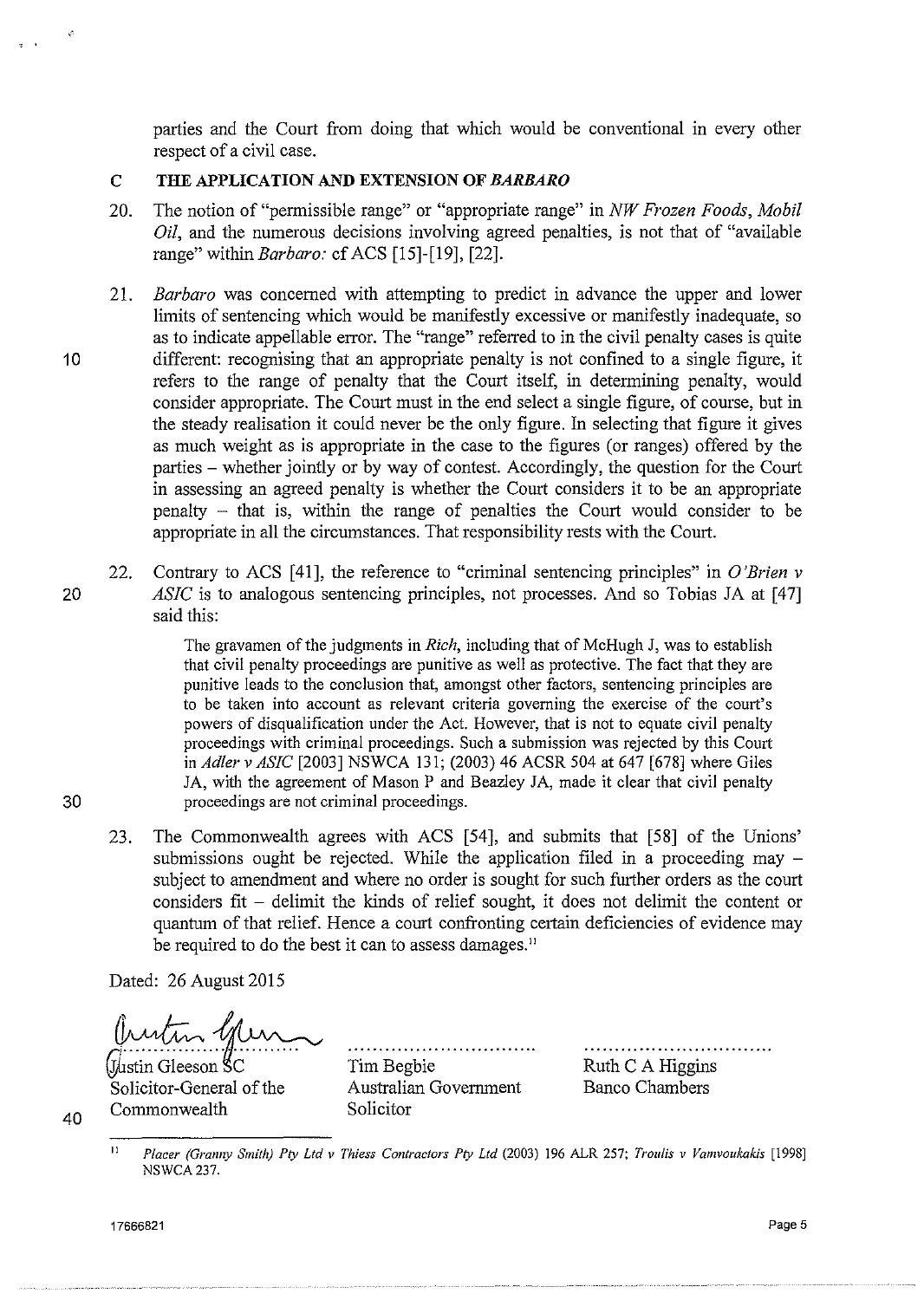parties and the Court from doing that which would be conventional in every other respect of a civil case.

## C THE APPLICATION AND EXTENSION OF *BARBARO*

20. The notion of "permissible range" or "appropriate range" in *NW Frozen Foods*, *Mobil Oil*, and the numerous decisions involving agreed penalties, is not that of "available range" within *Barbaro:* cf ACS [15]-[19], [22].

21. *Barbaro* was concerned with attempting to predict in advance the upper and lower limits of sentencing which would be manifestly excessive or manifestly inadequate, so as to indicate appellable error. The "range" referred to in the civil penalty cases is quite different: recognising that an appropriate penalty is not confined to a single figure, it refers to the range of penalty that the Court itself, in determining penalty, would consider appropriate. The Court must in the end select a single figure, of course, but in the steady realisation it could never be the only figure. In selecting that figure it gives as much weight as is appropriate in the case to the figures (or ranges) offered by the parties – whether jointly or by way of contest. Accordingly, the question for the Court in assessing an agreed penalty is whether the Court considers it to be an appropriate penalty – that is, within the range of penalties the Court would consider to be appropriate in all the circumstances. That responsibility rests with the Court.

22. Contrary to ACS [41], the reference to "criminal sentencing principles" in *O'Brien v ASIC* is to analogous sentencing principles, not processes. And so Tobias JA at [47] said this:

> The gravamen of the judgments in *Rich*, including that of McHugh J, was to establish that civil penalty proceedings are punitive as well as protective. The fact that they are punitive leads to the conclusion that, amongst other factors, sentencing principles are to be taken into account as relevant criteria governing the exercise of the court's powers of disqualification under the Act. However, that is not to equate civil penalty proceedings with criminal proceedings. Such a submission was rejected by this Court in *Adler v ASIC* [2003] NSWCA 131; (2003) 46 ACSR 504 at 647 [678] where Giles JA, with the agreement of Mason P and Beazley JA, made it clear that civil penalty proceedings are not criminal proceedings.

23. The Commonwealth agrees with ACS [54], and submits that [58] of the Unions' submissions ought be rejected. While the application filed in a proceeding may – subject to amendment and where no order is sought for such further orders as the court considers fit – delimit the kinds of relief sought, it does not delimit the content or quantum of that relief. Hence a court confronting certain deficiencies of evidence may be required to do the best it can to assess damages.[11]

Dated: 26 August 2015

| | | |
|---|---|---|
| Justin Gleeson SC | Tim Begbie | Ruth C A Higgins |
| Solicitor-General of the Commonwealth | Australian Government Solicitor | Banco Chambers |

[11] *Placer (Granny Smith) Pty Ltd v Thiess Contractors Pty Ltd* (2003) 196 ALR 257; *Troulis v Vamvoukakis* [1998] NSWCA 237.

17666821